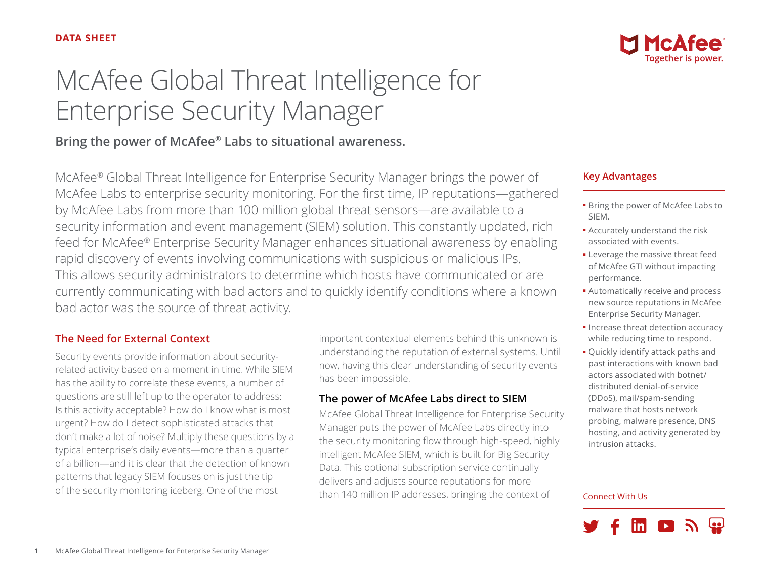DATA SHEET

# McAfee Global Threat Intelligence for Enterprise Security Manager

**Bring the power of McAfee® Labs to situational awareness.**

McAfee® Global Threat Intelligence for Enterprise Security Manager brings the power of McAfee Labs to enterprise security monitoring. For the first time, IP reputations—gathered by McAfee Labs from more than 100 million global threat sensors—are available to a security information and event management (SIEM) solution. This constantly updated, rich feed for McAfee® Enterprise Security Manager enhances situational awareness by enabling rapid discovery of events involving communications with suspicious or malicious IPs. This allows security administrators to determine which hosts have communicated or are currently communicating with bad actors and to quickly identify conditions where a known bad actor was the source of threat activity.

## The Need for External Context

Security events provide information about security-related activity based on a moment in time. While SIEM has the ability to correlate these events, a number of questions are still left up to the operator to address: Is this activity acceptable? How do I know what is most urgent? How do I detect sophisticated attacks that don't make a lot of noise? Multiply these questions by a typical enterprise's daily events—more than a quarter of a billion—and it is clear that the detection of known patterns that legacy SIEM focuses on is just the tip of the security monitoring iceberg. One of the most important contextual elements behind this unknown is understanding the reputation of external systems. Until now, having this clear understanding of security events has been impossible.

### The power of McAfee Labs direct to SIEM

McAfee Global Threat Intelligence for Enterprise Security Manager puts the power of McAfee Labs directly into the security monitoring flow through high-speed, highly intelligent McAfee SIEM, which is built for Big Security Data. This optional subscription service continually delivers and adjusts source reputations for more than 140 million IP addresses, bringing the context of

## Key Advantages

- Bring the power of McAfee Labs to SIEM.
- Accurately understand the risk associated with events.
- Leverage the massive threat feed of McAfee GTI without impacting performance.
- Automatically receive and process new source reputations in McAfee Enterprise Security Manager.
- Increase threat detection accuracy while reducing time to respond.
- Quickly identify attack paths and past interactions with known bad actors associated with botnet/distributed denial-of-service (DDoS), mail/spam-sending malware that hosts network probing, malware presence, DNS hosting, and activity generated by intrusion attacks.

Connect With Us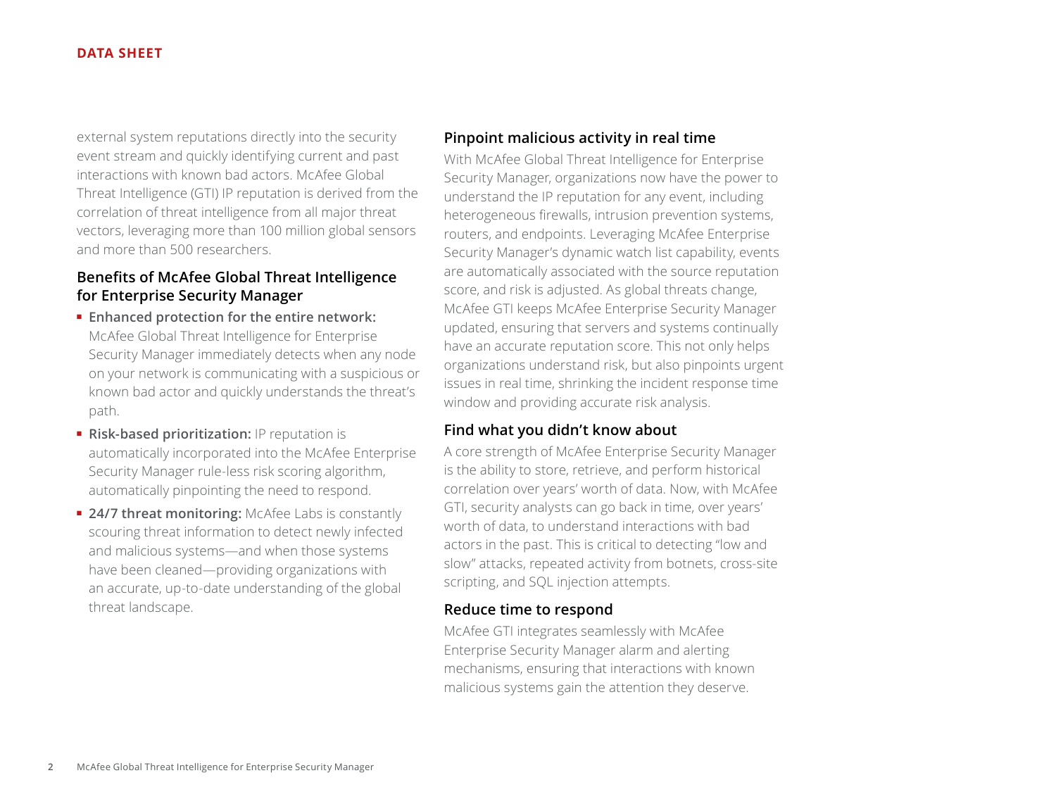external system reputations directly into the security event stream and quickly identifying current and past interactions with known bad actors. McAfee Global Threat Intelligence (GTI) IP reputation is derived from the correlation of threat intelligence from all major threat vectors, leveraging more than 100 million global sensors and more than 500 researchers.

### Benefits of McAfee Global Threat Intelligence for Enterprise Security Manager

- **Enhanced protection for the entire network:** McAfee Global Threat Intelligence for Enterprise Security Manager immediately detects when any node on your network is communicating with a suspicious or known bad actor and quickly understands the threat's path.
- **Risk-based prioritization:** IP reputation is automatically incorporated into the McAfee Enterprise Security Manager rule-less risk scoring algorithm, automatically pinpointing the need to respond.
- **24/7 threat monitoring:** McAfee Labs is constantly scouring threat information to detect newly infected and malicious systems—and when those systems have been cleaned—providing organizations with an accurate, up-to-date understanding of the global threat landscape.

### Pinpoint malicious activity in real time

With McAfee Global Threat Intelligence for Enterprise Security Manager, organizations now have the power to understand the IP reputation for any event, including heterogeneous firewalls, intrusion prevention systems, routers, and endpoints. Leveraging McAfee Enterprise Security Manager's dynamic watch list capability, events are automatically associated with the source reputation score, and risk is adjusted. As global threats change, McAfee GTI keeps McAfee Enterprise Security Manager updated, ensuring that servers and systems continually have an accurate reputation score. This not only helps organizations understand risk, but also pinpoints urgent issues in real time, shrinking the incident response time window and providing accurate risk analysis.

### Find what you didn't know about

A core strength of McAfee Enterprise Security Manager is the ability to store, retrieve, and perform historical correlation over years' worth of data. Now, with McAfee GTI, security analysts can go back in time, over years' worth of data, to understand interactions with bad actors in the past. This is critical to detecting "low and slow" attacks, repeated activity from botnets, cross-site scripting, and SQL injection attempts.

### Reduce time to respond

McAfee GTI integrates seamlessly with McAfee Enterprise Security Manager alarm and alerting mechanisms, ensuring that interactions with known malicious systems gain the attention they deserve.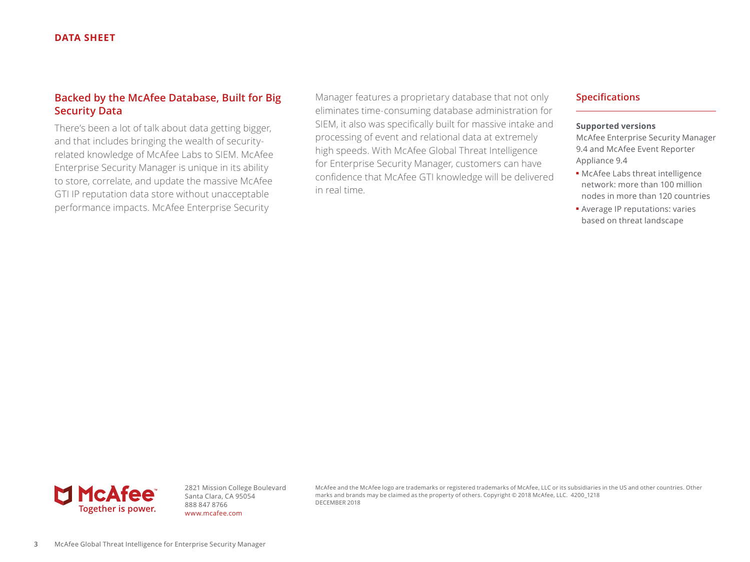## Backed by the McAfee Database, Built for Big Security Data

There's been a lot of talk about data getting bigger, and that includes bringing the wealth of security-related knowledge of McAfee Labs to SIEM. McAfee Enterprise Security Manager is unique in its ability to store, correlate, and update the massive McAfee GTI IP reputation data store without unacceptable performance impacts. McAfee Enterprise Security Manager features a proprietary database that not only eliminates time-consuming database administration for SIEM, it also was specifically built for massive intake and processing of event and relational data at extremely high speeds. With McAfee Global Threat Intelligence for Enterprise Security Manager, customers can have confidence that McAfee GTI knowledge will be delivered in real time.

## Specifications

**Supported versions**

McAfee Enterprise Security Manager 9.4 and McAfee Event Reporter Appliance 9.4

- McAfee Labs threat intelligence network: more than 100 million nodes in more than 120 countries
- Average IP reputations: varies based on threat landscape

McAfee™ Together is power.

2821 Mission College Boulevard
Santa Clara, CA 95054
888 847 8766
www.mcafee.com

McAfee and the McAfee logo are trademarks or registered trademarks of McAfee, LLC or its subsidiaries in the US and other countries. Other marks and brands may be claimed as the property of others. Copyright © 2018 McAfee, LLC. 4200_1218
DECEMBER 2018